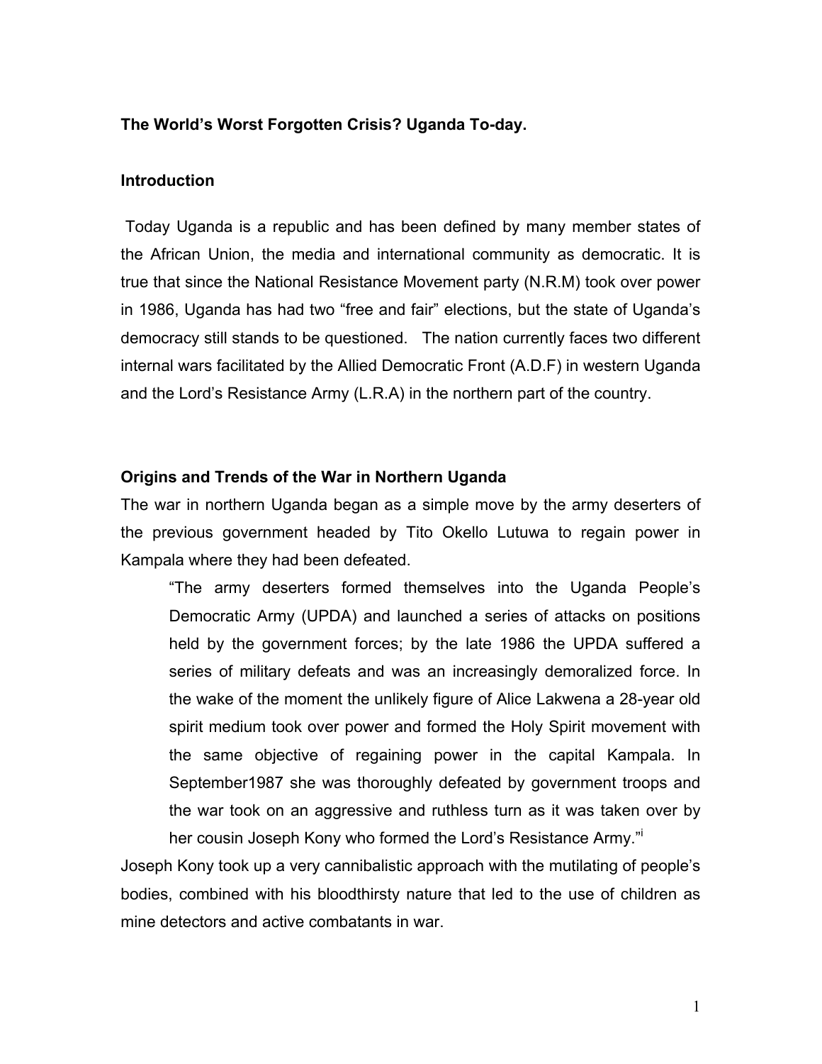**The World's Worst Forgotten Crisis? Uganda To-day.**

**Introduction**

Today Uganda is a republic and has been defined by many member states of the African Union, the media and international community as democratic. It is true that since the National Resistance Movement party (N.R.M) took over power in 1986, Uganda has had two "free and fair" elections, but the state of Uganda's democracy still stands to be questioned. The nation currently faces two different internal wars facilitated by the Allied Democratic Front (A.D.F) in western Uganda and the Lord's Resistance Army (L.R.A) in the northern part of the country.

**Origins and Trends of the War in Northern Uganda**

The war in northern Uganda began as a simple move by the army deserters of the previous government headed by Tito Okello Lutuwa to regain power in Kampala where they had been defeated.

> "The army deserters formed themselves into the Uganda People's Democratic Army (UPDA) and launched a series of attacks on positions held by the government forces; by the late 1986 the UPDA suffered a series of military defeats and was an increasingly demoralized force. In the wake of the moment the unlikely figure of Alice Lakwena a 28-year old spirit medium took over power and formed the Holy Spirit movement with the same objective of regaining power in the capital Kampala. In September1987 she was thoroughly defeated by government troops and the war took on an aggressive and ruthless turn as it was taken over by her cousin Joseph Kony who formed the Lord's Resistance Army."[i]

Joseph Kony took up a very cannibalistic approach with the mutilating of people's bodies, combined with his bloodthirsty nature that led to the use of children as mine detectors and active combatants in war.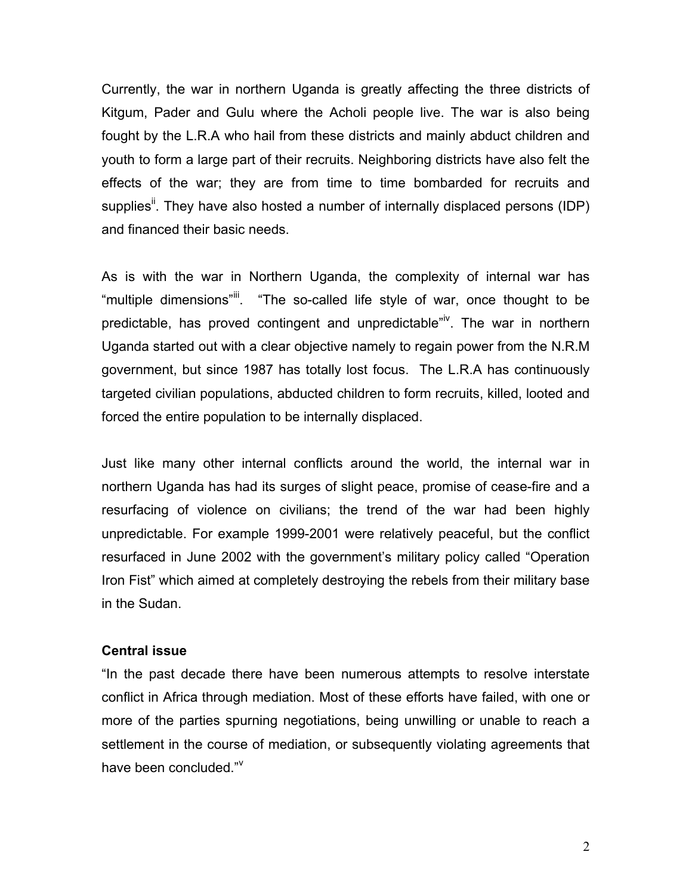Currently, the war in northern Uganda is greatly affecting the three districts of Kitgum, Pader and Gulu where the Acholi people live. The war is also being fought by the L.R.A who hail from these districts and mainly abduct children and youth to form a large part of their recruits. Neighboring districts have also felt the effects of the war; they are from time to time bombarded for recruits and supplies[ii]. They have also hosted a number of internally displaced persons (IDP) and financed their basic needs.

As is with the war in Northern Uganda, the complexity of internal war has "multiple dimensions"[iii]. "The so-called life style of war, once thought to be predictable, has proved contingent and unpredictable"[iv]. The war in northern Uganda started out with a clear objective namely to regain power from the N.R.M government, but since 1987 has totally lost focus. The L.R.A has continuously targeted civilian populations, abducted children to form recruits, killed, looted and forced the entire population to be internally displaced.

Just like many other internal conflicts around the world, the internal war in northern Uganda has had its surges of slight peace, promise of cease-fire and a resurfacing of violence on civilians; the trend of the war had been highly unpredictable. For example 1999-2001 were relatively peaceful, but the conflict resurfaced in June 2002 with the government's military policy called "Operation Iron Fist" which aimed at completely destroying the rebels from their military base in the Sudan.

**Central issue**

"In the past decade there have been numerous attempts to resolve interstate conflict in Africa through mediation. Most of these efforts have failed, with one or more of the parties spurning negotiations, being unwilling or unable to reach a settlement in the course of mediation, or subsequently violating agreements that have been concluded."[v]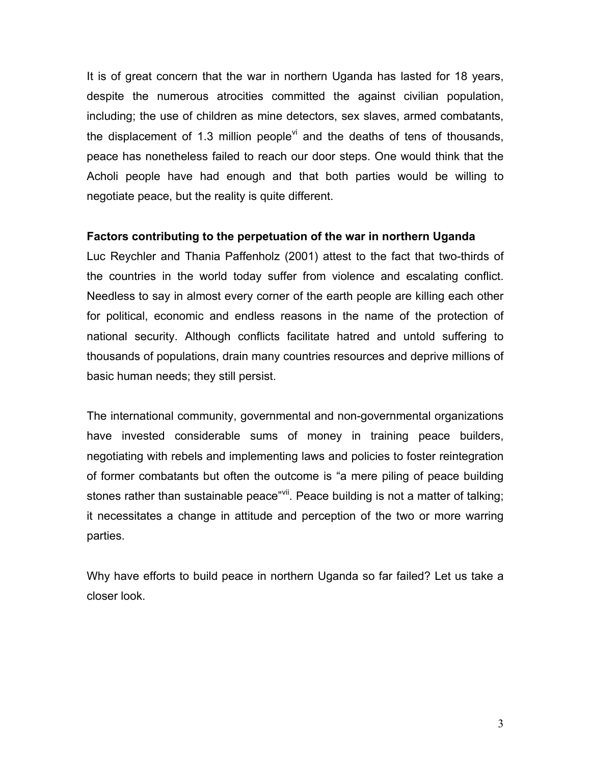It is of great concern that the war in northern Uganda has lasted for 18 years, despite the numerous atrocities committed the against civilian population, including; the use of children as mine detectors, sex slaves, armed combatants, the displacement of 1.3 million people[vi] and the deaths of tens of thousands, peace has nonetheless failed to reach our door steps. One would think that the Acholi people have had enough and that both parties would be willing to negotiate peace, but the reality is quite different.

**Factors contributing to the perpetuation of the war in northern Uganda**

Luc Reychler and Thania Paffenholz (2001) attest to the fact that two-thirds of the countries in the world today suffer from violence and escalating conflict. Needless to say in almost every corner of the earth people are killing each other for political, economic and endless reasons in the name of the protection of national security. Although conflicts facilitate hatred and untold suffering to thousands of populations, drain many countries resources and deprive millions of basic human needs; they still persist.

The international community, governmental and non-governmental organizations have invested considerable sums of money in training peace builders, negotiating with rebels and implementing laws and policies to foster reintegration of former combatants but often the outcome is "a mere piling of peace building stones rather than sustainable peace"[vii]. Peace building is not a matter of talking; it necessitates a change in attitude and perception of the two or more warring parties.

Why have efforts to build peace in northern Uganda so far failed? Let us take a closer look.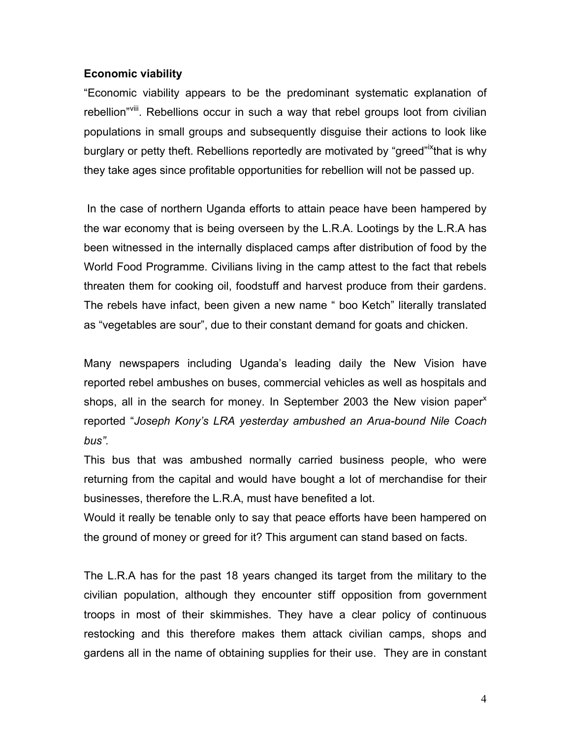**Economic viability**

"Economic viability appears to be the predominant systematic explanation of rebellion"[viii]. Rebellions occur in such a way that rebel groups loot from civilian populations in small groups and subsequently disguise their actions to look like burglary or petty theft. Rebellions reportedly are motivated by "greed"[ix]that is why they take ages since profitable opportunities for rebellion will not be passed up.

In the case of northern Uganda efforts to attain peace have been hampered by the war economy that is being overseen by the L.R.A. Lootings by the L.R.A has been witnessed in the internally displaced camps after distribution of food by the World Food Programme. Civilians living in the camp attest to the fact that rebels threaten them for cooking oil, foodstuff and harvest produce from their gardens. The rebels have infact, been given a new name " boo Ketch" literally translated as "vegetables are sour", due to their constant demand for goats and chicken.

Many newspapers including Uganda's leading daily the New Vision have reported rebel ambushes on buses, commercial vehicles as well as hospitals and shops, all in the search for money. In September 2003 the New vision paper[x] reported "*Joseph Kony's LRA yesterday ambushed an Arua-bound Nile Coach bus".*

This bus that was ambushed normally carried business people, who were returning from the capital and would have bought a lot of merchandise for their businesses, therefore the L.R.A, must have benefited a lot.

Would it really be tenable only to say that peace efforts have been hampered on the ground of money or greed for it? This argument can stand based on facts.

The L.R.A has for the past 18 years changed its target from the military to the civilian population, although they encounter stiff opposition from government troops in most of their skimmishes. They have a clear policy of continuous restocking and this therefore makes them attack civilian camps, shops and gardens all in the name of obtaining supplies for their use. They are in constant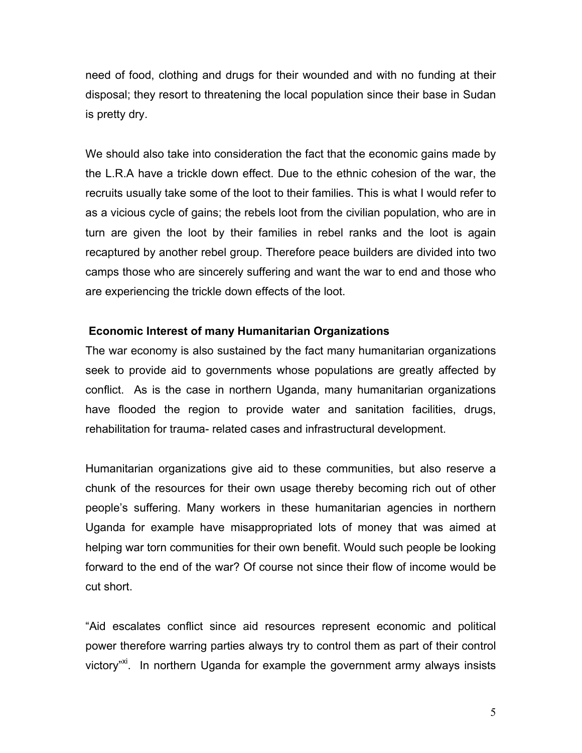need of food, clothing and drugs for their wounded and with no funding at their disposal; they resort to threatening the local population since their base in Sudan is pretty dry.

We should also take into consideration the fact that the economic gains made by the L.R.A have a trickle down effect. Due to the ethnic cohesion of the war, the recruits usually take some of the loot to their families. This is what I would refer to as a vicious cycle of gains; the rebels loot from the civilian population, who are in turn are given the loot by their families in rebel ranks and the loot is again recaptured by another rebel group. Therefore peace builders are divided into two camps those who are sincerely suffering and want the war to end and those who are experiencing the trickle down effects of the loot.

**Economic Interest of many Humanitarian Organizations**

The war economy is also sustained by the fact many humanitarian organizations seek to provide aid to governments whose populations are greatly affected by conflict. As is the case in northern Uganda, many humanitarian organizations have flooded the region to provide water and sanitation facilities, drugs, rehabilitation for trauma- related cases and infrastructural development.

Humanitarian organizations give aid to these communities, but also reserve a chunk of the resources for their own usage thereby becoming rich out of other people's suffering. Many workers in these humanitarian agencies in northern Uganda for example have misappropriated lots of money that was aimed at helping war torn communities for their own benefit. Would such people be looking forward to the end of the war? Of course not since their flow of income would be cut short.

"Aid escalates conflict since aid resources represent economic and political power therefore warring parties always try to control them as part of their control victory"[xi]. In northern Uganda for example the government army always insists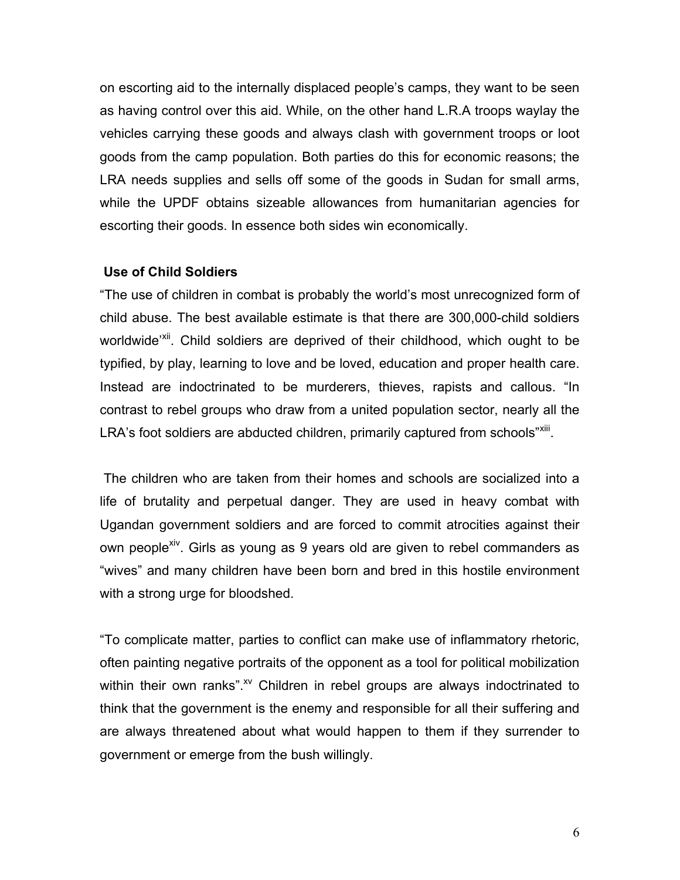on escorting aid to the internally displaced people's camps, they want to be seen as having control over this aid. While, on the other hand L.R.A troops waylay the vehicles carrying these goods and always clash with government troops or loot goods from the camp population. Both parties do this for economic reasons; the LRA needs supplies and sells off some of the goods in Sudan for small arms, while the UPDF obtains sizeable allowances from humanitarian agencies for escorting their goods. In essence both sides win economically.

### Use of Child Soldiers

"The use of children in combat is probably the world's most unrecognized form of child abuse. The best available estimate is that there are 300,000-child soldiers worldwide'[xii]. Child soldiers are deprived of their childhood, which ought to be typified, by play, learning to love and be loved, education and proper health care. Instead are indoctrinated to be murderers, thieves, rapists and callous. "In contrast to rebel groups who draw from a united population sector, nearly all the LRA's foot soldiers are abducted children, primarily captured from schools"[xiii].

The children who are taken from their homes and schools are socialized into a life of brutality and perpetual danger. They are used in heavy combat with Ugandan government soldiers and are forced to commit atrocities against their own people[xiv]. Girls as young as 9 years old are given to rebel commanders as "wives" and many children have been born and bred in this hostile environment with a strong urge for bloodshed.

"To complicate matter, parties to conflict can make use of inflammatory rhetoric, often painting negative portraits of the opponent as a tool for political mobilization within their own ranks".[xv] Children in rebel groups are always indoctrinated to think that the government is the enemy and responsible for all their suffering and are always threatened about what would happen to them if they surrender to government or emerge from the bush willingly.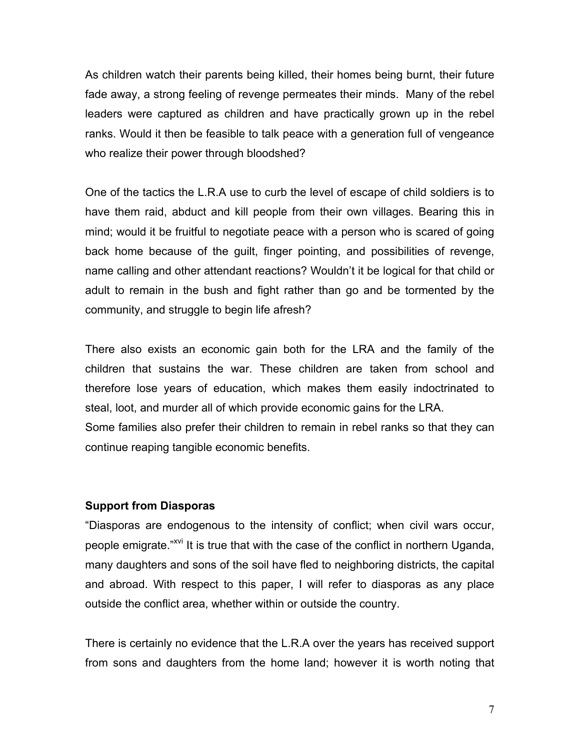As children watch their parents being killed, their homes being burnt, their future fade away, a strong feeling of revenge permeates their minds. Many of the rebel leaders were captured as children and have practically grown up in the rebel ranks. Would it then be feasible to talk peace with a generation full of vengeance who realize their power through bloodshed?

One of the tactics the L.R.A use to curb the level of escape of child soldiers is to have them raid, abduct and kill people from their own villages. Bearing this in mind; would it be fruitful to negotiate peace with a person who is scared of going back home because of the guilt, finger pointing, and possibilities of revenge, name calling and other attendant reactions? Wouldn't it be logical for that child or adult to remain in the bush and fight rather than go and be tormented by the community, and struggle to begin life afresh?

There also exists an economic gain both for the LRA and the family of the children that sustains the war. These children are taken from school and therefore lose years of education, which makes them easily indoctrinated to steal, loot, and murder all of which provide economic gains for the LRA.
Some families also prefer their children to remain in rebel ranks so that they can continue reaping tangible economic benefits.

**Support from Diasporas**

"Diasporas are endogenous to the intensity of conflict; when civil wars occur, people emigrate."[xvi] It is true that with the case of the conflict in northern Uganda, many daughters and sons of the soil have fled to neighboring districts, the capital and abroad. With respect to this paper, I will refer to diasporas as any place outside the conflict area, whether within or outside the country.

There is certainly no evidence that the L.R.A over the years has received support from sons and daughters from the home land; however it is worth noting that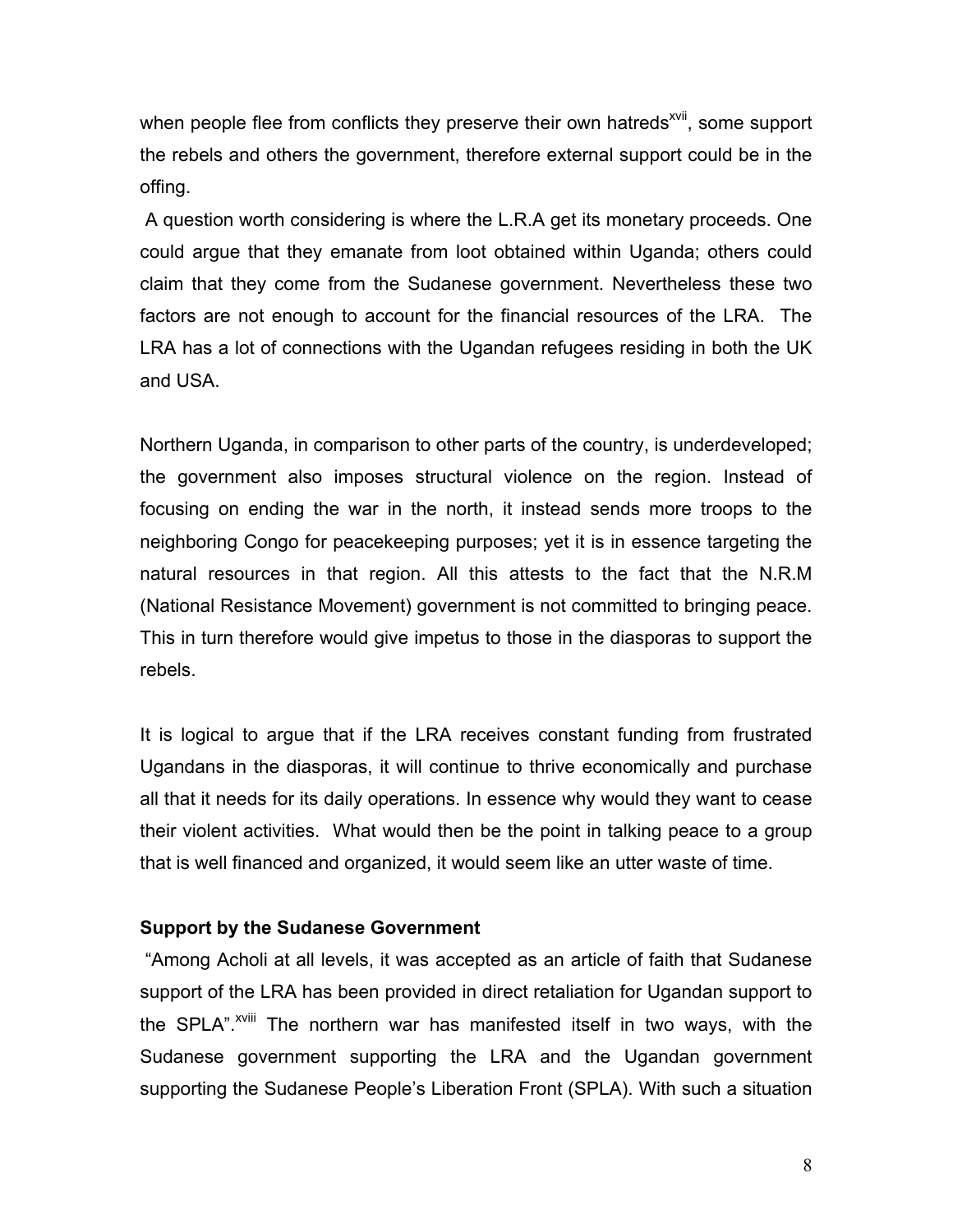when people flee from conflicts they preserve their own hatreds[xvii], some support the rebels and others the government, therefore external support could be in the offing.

A question worth considering is where the L.R.A get its monetary proceeds. One could argue that they emanate from loot obtained within Uganda; others could claim that they come from the Sudanese government. Nevertheless these two factors are not enough to account for the financial resources of the LRA. The LRA has a lot of connections with the Ugandan refugees residing in both the UK and USA.

Northern Uganda, in comparison to other parts of the country, is underdeveloped; the government also imposes structural violence on the region. Instead of focusing on ending the war in the north, it instead sends more troops to the neighboring Congo for peacekeeping purposes; yet it is in essence targeting the natural resources in that region. All this attests to the fact that the N.R.M (National Resistance Movement) government is not committed to bringing peace. This in turn therefore would give impetus to those in the diasporas to support the rebels.

It is logical to argue that if the LRA receives constant funding from frustrated Ugandans in the diasporas, it will continue to thrive economically and purchase all that it needs for its daily operations. In essence why would they want to cease their violent activities. What would then be the point in talking peace to a group that is well financed and organized, it would seem like an utter waste of time.

**Support by the Sudanese Government**

"Among Acholi at all levels, it was accepted as an article of faith that Sudanese support of the LRA has been provided in direct retaliation for Ugandan support to the SPLA".[xviii] The northern war has manifested itself in two ways, with the Sudanese government supporting the LRA and the Ugandan government supporting the Sudanese People's Liberation Front (SPLA). With such a situation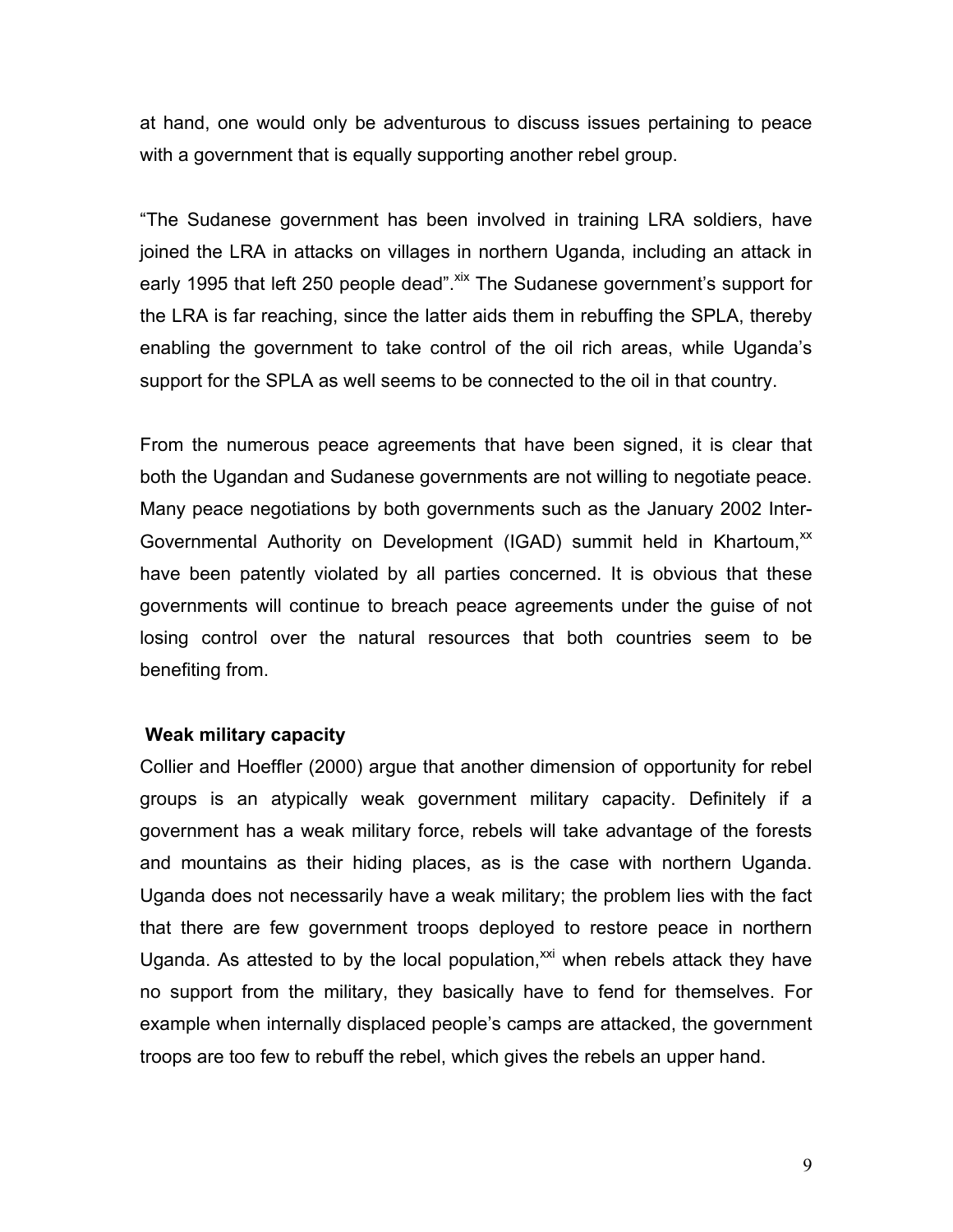at hand, one would only be adventurous to discuss issues pertaining to peace with a government that is equally supporting another rebel group.

"The Sudanese government has been involved in training LRA soldiers, have joined the LRA in attacks on villages in northern Uganda, including an attack in early 1995 that left 250 people dead".[xix] The Sudanese government's support for the LRA is far reaching, since the latter aids them in rebuffing the SPLA, thereby enabling the government to take control of the oil rich areas, while Uganda's support for the SPLA as well seems to be connected to the oil in that country.

From the numerous peace agreements that have been signed, it is clear that both the Ugandan and Sudanese governments are not willing to negotiate peace. Many peace negotiations by both governments such as the January 2002 Inter-Governmental Authority on Development (IGAD) summit held in Khartoum,[xx] have been patently violated by all parties concerned. It is obvious that these governments will continue to breach peace agreements under the guise of not losing control over the natural resources that both countries seem to be benefiting from.

**Weak military capacity**

Collier and Hoeffler (2000) argue that another dimension of opportunity for rebel groups is an atypically weak government military capacity. Definitely if a government has a weak military force, rebels will take advantage of the forests and mountains as their hiding places, as is the case with northern Uganda. Uganda does not necessarily have a weak military; the problem lies with the fact that there are few government troops deployed to restore peace in northern Uganda. As attested to by the local population,[xxi] when rebels attack they have no support from the military, they basically have to fend for themselves. For example when internally displaced people's camps are attacked, the government troops are too few to rebuff the rebel, which gives the rebels an upper hand.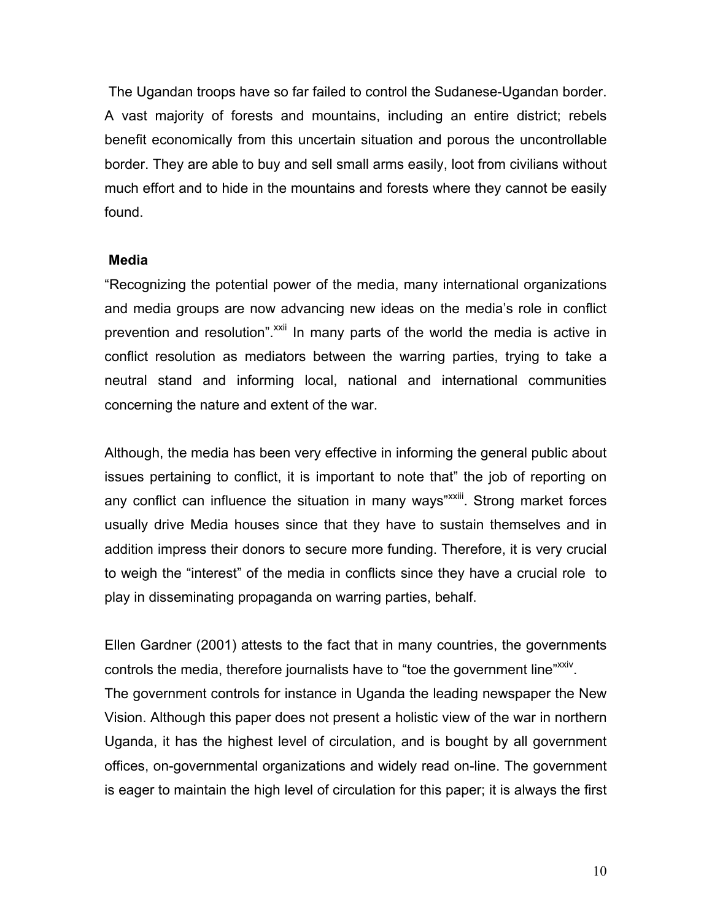The Ugandan troops have so far failed to control the Sudanese-Ugandan border. A vast majority of forests and mountains, including an entire district; rebels benefit economically from this uncertain situation and porous the uncontrollable border. They are able to buy and sell small arms easily, loot from civilians without much effort and to hide in the mountains and forests where they cannot be easily found.

**Media**

"Recognizing the potential power of the media, many international organizations and media groups are now advancing new ideas on the media's role in conflict prevention and resolution".[xxii] In many parts of the world the media is active in conflict resolution as mediators between the warring parties, trying to take a neutral stand and informing local, national and international communities concerning the nature and extent of the war.

Although, the media has been very effective in informing the general public about issues pertaining to conflict, it is important to note that" the job of reporting on any conflict can influence the situation in many ways"[xxiii]. Strong market forces usually drive Media houses since that they have to sustain themselves and in addition impress their donors to secure more funding. Therefore, it is very crucial to weigh the "interest" of the media in conflicts since they have a crucial role to play in disseminating propaganda on warring parties, behalf.

Ellen Gardner (2001) attests to the fact that in many countries, the governments controls the media, therefore journalists have to "toe the government line"[xxiv].
The government controls for instance in Uganda the leading newspaper the New Vision. Although this paper does not present a holistic view of the war in northern Uganda, it has the highest level of circulation, and is bought by all government offices, on-governmental organizations and widely read on-line. The government is eager to maintain the high level of circulation for this paper; it is always the first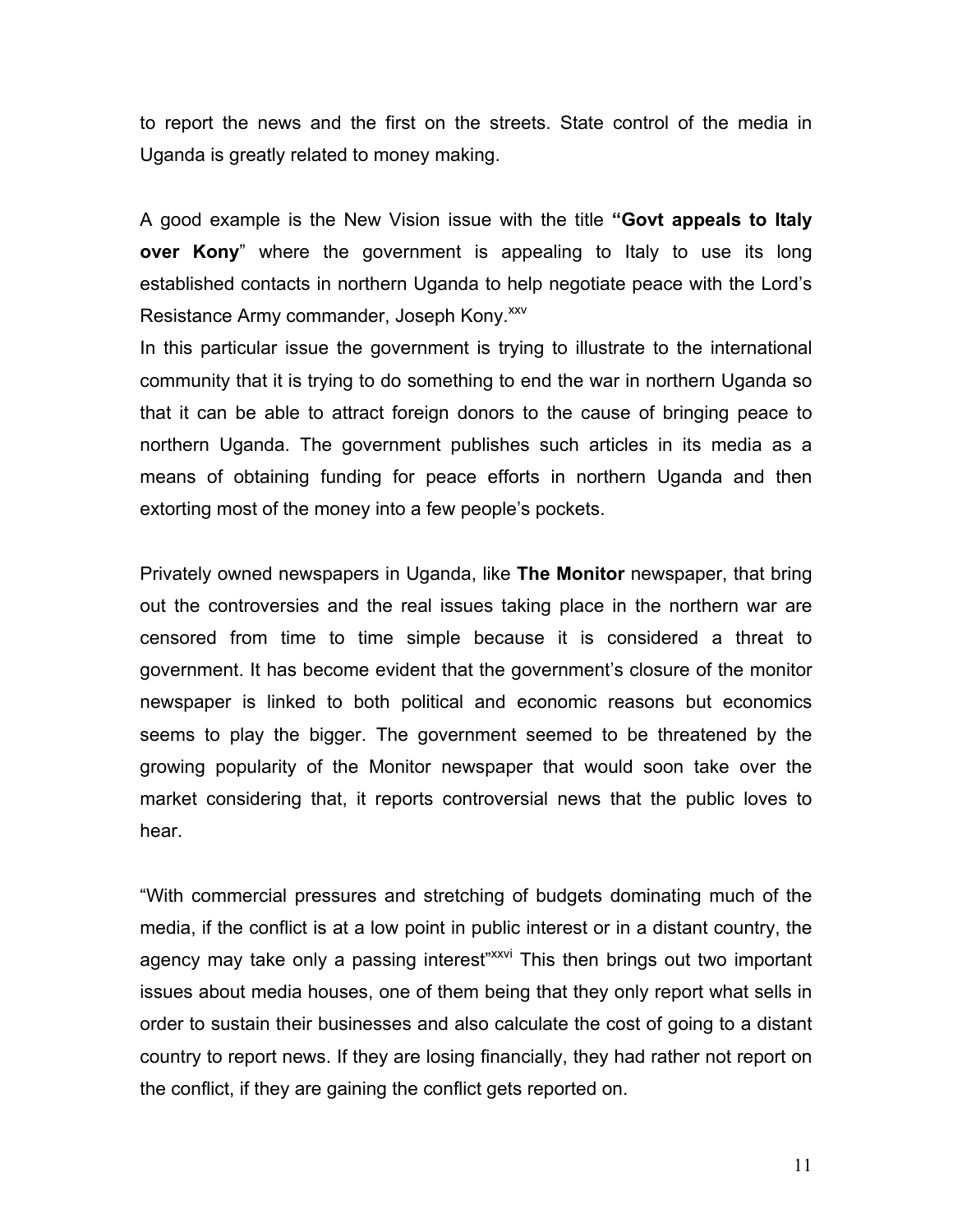to report the news and the first on the streets. State control of the media in Uganda is greatly related to money making.

A good example is the New Vision issue with the title **"Govt appeals to Italy over Kony**" where the government is appealing to Italy to use its long established contacts in northern Uganda to help negotiate peace with the Lord's Resistance Army commander, Joseph Kony.[xxv]
In this particular issue the government is trying to illustrate to the international community that it is trying to do something to end the war in northern Uganda so that it can be able to attract foreign donors to the cause of bringing peace to northern Uganda. The government publishes such articles in its media as a means of obtaining funding for peace efforts in northern Uganda and then extorting most of the money into a few people's pockets.

Privately owned newspapers in Uganda, like **The Monitor** newspaper, that bring out the controversies and the real issues taking place in the northern war are censored from time to time simple because it is considered a threat to government. It has become evident that the government's closure of the monitor newspaper is linked to both political and economic reasons but economics seems to play the bigger. The government seemed to be threatened by the growing popularity of the Monitor newspaper that would soon take over the market considering that, it reports controversial news that the public loves to hear.

"With commercial pressures and stretching of budgets dominating much of the media, if the conflict is at a low point in public interest or in a distant country, the agency may take only a passing interest"[xxvi] This then brings out two important issues about media houses, one of them being that they only report what sells in order to sustain their businesses and also calculate the cost of going to a distant country to report news. If they are losing financially, they had rather not report on the conflict, if they are gaining the conflict gets reported on.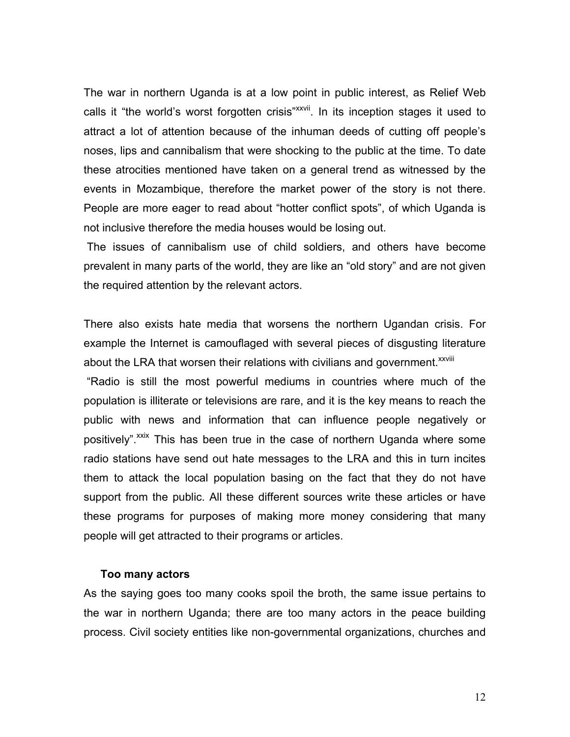The war in northern Uganda is at a low point in public interest, as Relief Web calls it "the world's worst forgotten crisis"[xxvii]. In its inception stages it used to attract a lot of attention because of the inhuman deeds of cutting off people's noses, lips and cannibalism that were shocking to the public at the time. To date these atrocities mentioned have taken on a general trend as witnessed by the events in Mozambique, therefore the market power of the story is not there. People are more eager to read about "hotter conflict spots", of which Uganda is not inclusive therefore the media houses would be losing out.

The issues of cannibalism use of child soldiers, and others have become prevalent in many parts of the world, they are like an "old story" and are not given the required attention by the relevant actors.

There also exists hate media that worsens the northern Ugandan crisis. For example the Internet is camouflaged with several pieces of disgusting literature about the LRA that worsen their relations with civilians and government.[xxviii]

"Radio is still the most powerful mediums in countries where much of the population is illiterate or televisions are rare, and it is the key means to reach the public with news and information that can influence people negatively or positively".[xxix] This has been true in the case of northern Uganda where some radio stations have send out hate messages to the LRA and this in turn incites them to attack the local population basing on the fact that they do not have support from the public. All these different sources write these articles or have these programs for purposes of making more money considering that many people will get attracted to their programs or articles.

**Too many actors**

As the saying goes too many cooks spoil the broth, the same issue pertains to the war in northern Uganda; there are too many actors in the peace building process. Civil society entities like non-governmental organizations, churches and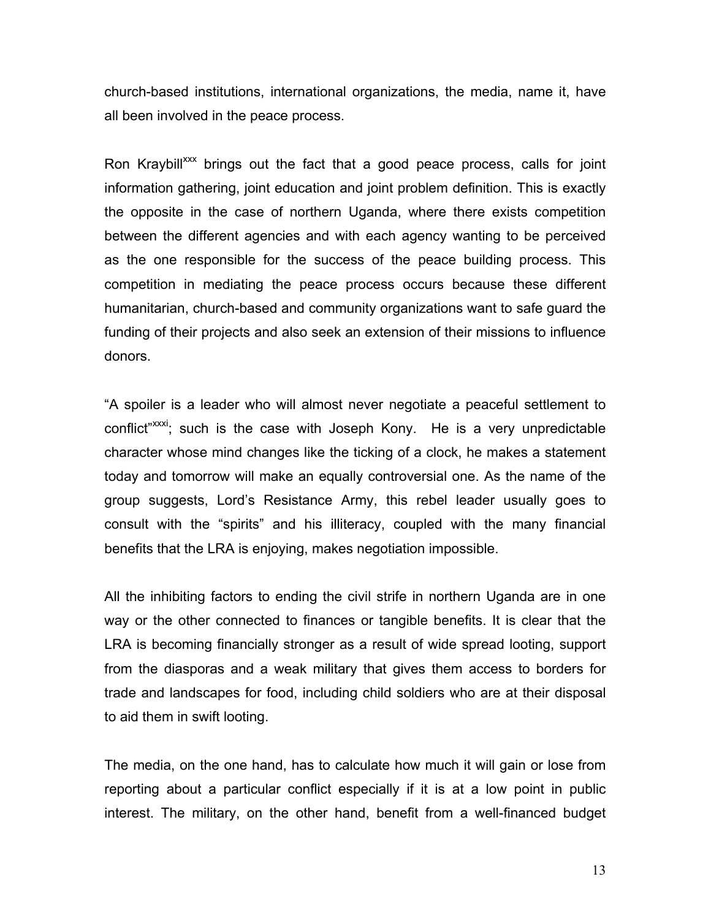church-based institutions, international organizations, the media, name it, have all been involved in the peace process.

Ron Kraybill[xxx] brings out the fact that a good peace process, calls for joint information gathering, joint education and joint problem definition. This is exactly the opposite in the case of northern Uganda, where there exists competition between the different agencies and with each agency wanting to be perceived as the one responsible for the success of the peace building process. This competition in mediating the peace process occurs because these different humanitarian, church-based and community organizations want to safe guard the funding of their projects and also seek an extension of their missions to influence donors.

"A spoiler is a leader who will almost never negotiate a peaceful settlement to conflict"[xxxi]; such is the case with Joseph Kony. He is a very unpredictable character whose mind changes like the ticking of a clock, he makes a statement today and tomorrow will make an equally controversial one. As the name of the group suggests, Lord's Resistance Army, this rebel leader usually goes to consult with the "spirits" and his illiteracy, coupled with the many financial benefits that the LRA is enjoying, makes negotiation impossible.

All the inhibiting factors to ending the civil strife in northern Uganda are in one way or the other connected to finances or tangible benefits. It is clear that the LRA is becoming financially stronger as a result of wide spread looting, support from the diasporas and a weak military that gives them access to borders for trade and landscapes for food, including child soldiers who are at their disposal to aid them in swift looting.

The media, on the one hand, has to calculate how much it will gain or lose from reporting about a particular conflict especially if it is at a low point in public interest. The military, on the other hand, benefit from a well-financed budget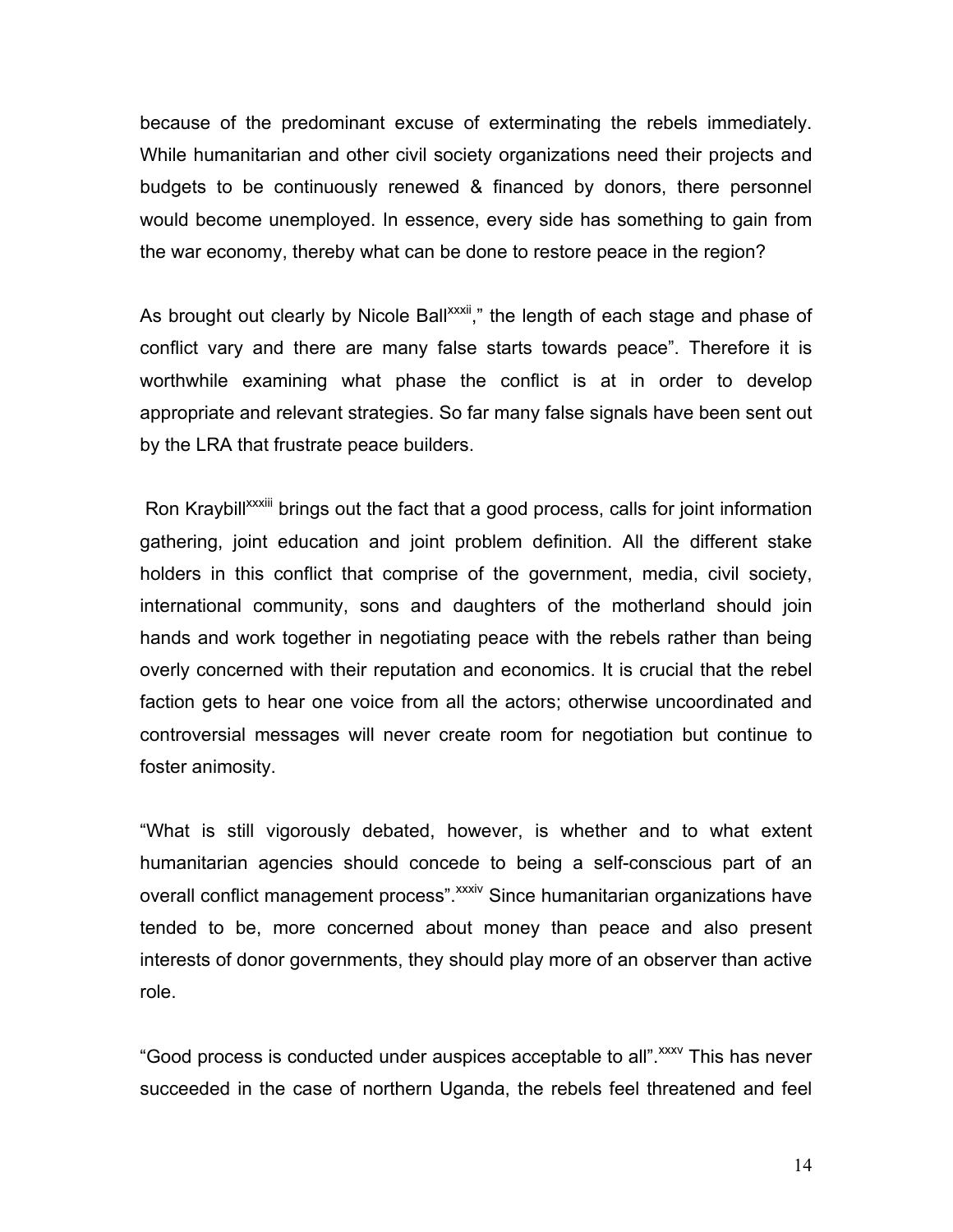because of the predominant excuse of exterminating the rebels immediately. While humanitarian and other civil society organizations need their projects and budgets to be continuously renewed & financed by donors, there personnel would become unemployed. In essence, every side has something to gain from the war economy, thereby what can be done to restore peace in the region?

As brought out clearly by Nicole Ball[xxxii]," the length of each stage and phase of conflict vary and there are many false starts towards peace". Therefore it is worthwhile examining what phase the conflict is at in order to develop appropriate and relevant strategies. So far many false signals have been sent out by the LRA that frustrate peace builders.

Ron Kraybill[xxxiii] brings out the fact that a good process, calls for joint information gathering, joint education and joint problem definition. All the different stake holders in this conflict that comprise of the government, media, civil society, international community, sons and daughters of the motherland should join hands and work together in negotiating peace with the rebels rather than being overly concerned with their reputation and economics. It is crucial that the rebel faction gets to hear one voice from all the actors; otherwise uncoordinated and controversial messages will never create room for negotiation but continue to foster animosity.

"What is still vigorously debated, however, is whether and to what extent humanitarian agencies should concede to being a self-conscious part of an overall conflict management process".[xxxiv] Since humanitarian organizations have tended to be, more concerned about money than peace and also present interests of donor governments, they should play more of an observer than active role.

"Good process is conducted under auspices acceptable to all".[xxxv] This has never succeeded in the case of northern Uganda, the rebels feel threatened and feel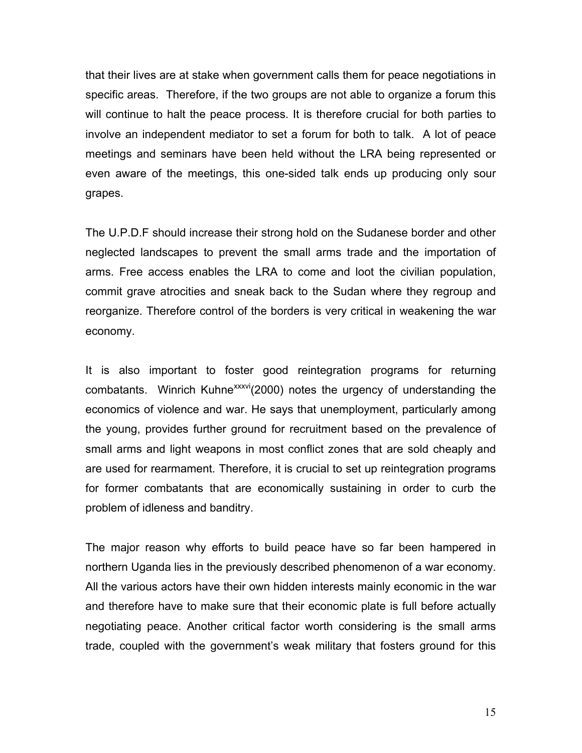that their lives are at stake when government calls them for peace negotiations in specific areas. Therefore, if the two groups are not able to organize a forum this will continue to halt the peace process. It is therefore crucial for both parties to involve an independent mediator to set a forum for both to talk. A lot of peace meetings and seminars have been held without the LRA being represented or even aware of the meetings, this one-sided talk ends up producing only sour grapes.

The U.P.D.F should increase their strong hold on the Sudanese border and other neglected landscapes to prevent the small arms trade and the importation of arms. Free access enables the LRA to come and loot the civilian population, commit grave atrocities and sneak back to the Sudan where they regroup and reorganize. Therefore control of the borders is very critical in weakening the war economy.

It is also important to foster good reintegration programs for returning combatants. Winrich Kuhne[xxxvi](2000) notes the urgency of understanding the economics of violence and war. He says that unemployment, particularly among the young, provides further ground for recruitment based on the prevalence of small arms and light weapons in most conflict zones that are sold cheaply and are used for rearmament. Therefore, it is crucial to set up reintegration programs for former combatants that are economically sustaining in order to curb the problem of idleness and banditry.

The major reason why efforts to build peace have so far been hampered in northern Uganda lies in the previously described phenomenon of a war economy. All the various actors have their own hidden interests mainly economic in the war and therefore have to make sure that their economic plate is full before actually negotiating peace. Another critical factor worth considering is the small arms trade, coupled with the government's weak military that fosters ground for this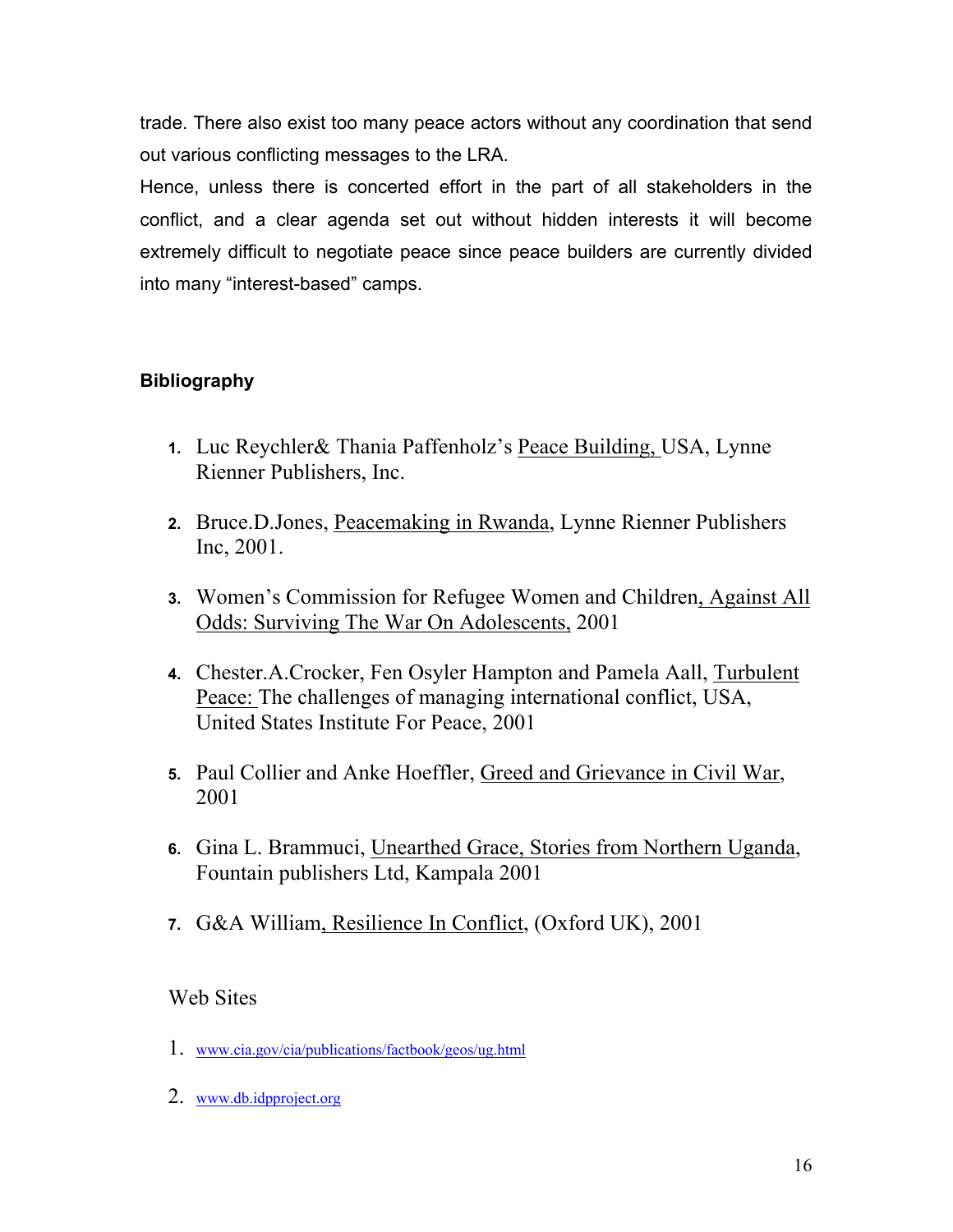trade. There also exist too many peace actors without any coordination that send out various conflicting messages to the LRA.

Hence, unless there is concerted effort in the part of all stakeholders in the conflict, and a clear agenda set out without hidden interests it will become extremely difficult to negotiate peace since peace builders are currently divided into many "interest-based" camps.

**Bibliography**

1. Luc Reychler& Thania Paffenholz's Peace Building, USA, Lynne Rienner Publishers, Inc.
2. Bruce.D.Jones, Peacemaking in Rwanda, Lynne Rienner Publishers Inc, 2001.
3. Women's Commission for Refugee Women and Children, Against All Odds: Surviving The War On Adolescents, 2001
4. Chester.A.Crocker, Fen Osyler Hampton and Pamela Aall, Turbulent Peace: The challenges of managing international conflict, USA, United States Institute For Peace, 2001
5. Paul Collier and Anke Hoeffler, Greed and Grievance in Civil War, 2001
6. Gina L. Brammuci, Unearthed Grace, Stories from Northern Uganda, Fountain publishers Ltd, Kampala 2001
7. G&A William, Resilience In Conflict, (Oxford UK), 2001

Web Sites

1. www.cia.gov/cia/publications/factbook/geos/ug.html
2. www.db.idpproject.org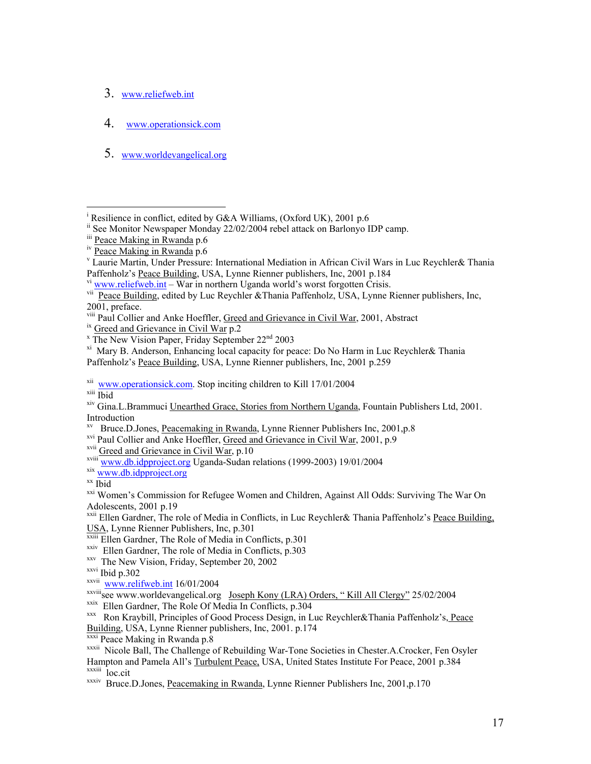3. www.reliefweb.int

4. www.operationsick.com

5. www.worldevangelical.org

---

[i] Resilience in conflict, edited by G&A Williams, (Oxford UK), 2001 p.6
[ii] See Monitor Newspaper Monday 22/02/2004 rebel attack on Barlonyo IDP camp.
[iii] Peace Making in Rwanda p.6
[iv] Peace Making in Rwanda p.6
[v] Laurie Martin, Under Pressure: International Mediation in African Civil Wars in Luc Reychler& Thania Paffenholz's Peace Building, USA, Lynne Rienner publishers, Inc, 2001 p.184
[vi] www.reliefweb.int – War in northern Uganda world's worst forgotten Crisis.
[vii] Peace Building, edited by Luc Reychler &Thania Paffenholz, USA, Lynne Rienner publishers, Inc, 2001, preface.
[viii] Paul Collier and Anke Hoeffler, Greed and Grievance in Civil War, 2001, Abstract
[ix] Greed and Grievance in Civil War p.2
[x] The New Vision Paper, Friday September 22nd 2003
[xi] Mary B. Anderson, Enhancing local capacity for peace: Do No Harm in Luc Reychler& Thania Paffenholz's Peace Building, USA, Lynne Rienner publishers, Inc, 2001 p.259

[xii] www.operationsick.com. Stop inciting children to Kill 17/01/2004
[xiii] Ibid
[xiv] Gina.L.Brammuci Unearthed Grace, Stories from Northern Uganda, Fountain Publishers Ltd, 2001. Introduction
[xv] Bruce.D.Jones, Peacemaking in Rwanda, Lynne Rienner Publishers Inc, 2001,p.8
[xvi] Paul Collier and Anke Hoeffler, Greed and Grievance in Civil War, 2001, p.9
[xvii] Greed and Grievance in Civil War, p.10
[xviii] www.db.idpproject.org Uganda-Sudan relations (1999-2003) 19/01/2004
[xix] www.db.idpproject.org
[xx] Ibid
[xxi] Women's Commission for Refugee Women and Children, Against All Odds: Surviving The War On Adolescents, 2001 p.19
[xxii] Ellen Gardner, The role of Media in Conflicts, in Luc Reychler& Thania Paffenholz's Peace Building, USA, Lynne Rienner Publishers, Inc, p.301
[xxiii] Ellen Gardner, The Role of Media in Conflicts, p.301
[xxiv] Ellen Gardner, The role of Media in Conflicts, p.303
[xxv] The New Vision, Friday, September 20, 2002
[xxvi] Ibid p.302
[xxvii] www.relifweb.int 16/01/2004
[xxviii] see www.worldevangelical.org Joseph Kony (LRA) Orders, " Kill All Clergy" 25/02/2004
[xxix] Ellen Gardner, The Role Of Media In Conflicts, p.304
[xxx] Ron Kraybill, Principles of Good Process Design, in Luc Reychler&Thania Paffenholz's, Peace Building, USA, Lynne Rienner publishers, Inc, 2001. p.174
[xxxi] Peace Making in Rwanda p.8
[xxxii] Nicole Ball, The Challenge of Rebuilding War-Tone Societies in Chester.A.Crocker, Fen Osyler Hampton and Pamela All's Turbulent Peace, USA, United States Institute For Peace, 2001 p.384
[xxxiii] loc.cit
[xxxiv] Bruce.D.Jones, Peacemaking in Rwanda, Lynne Rienner Publishers Inc, 2001,p.170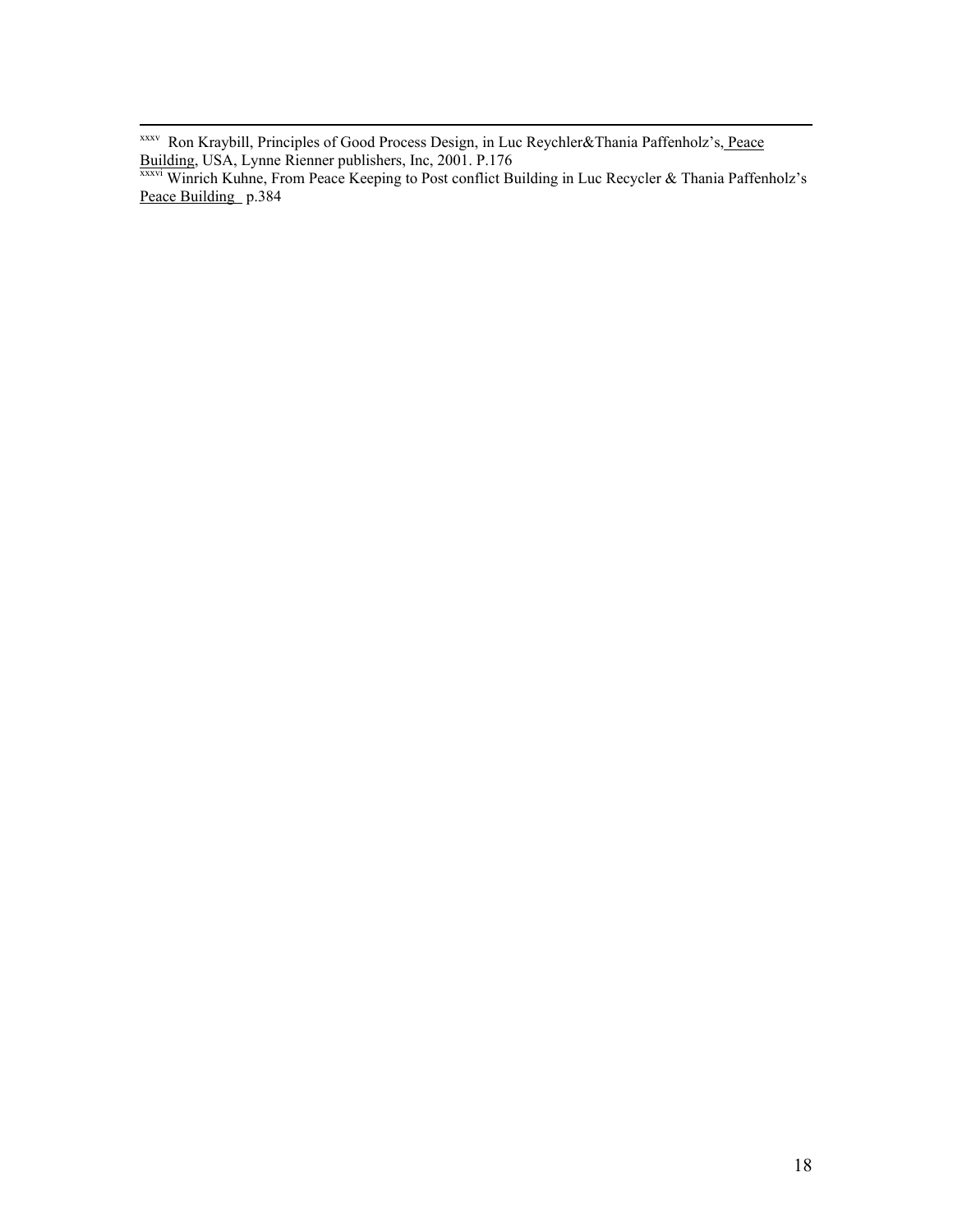---

[xxxv] Ron Kraybill, Principles of Good Process Design, in Luc Reychler&Thania Paffenholz's, Peace Building, USA, Lynne Rienner publishers, Inc, 2001. P.176

[xxxvi] Winrich Kuhne, From Peace Keeping to Post conflict Building in Luc Recycler & Thania Paffenholz's Peace Building p.384